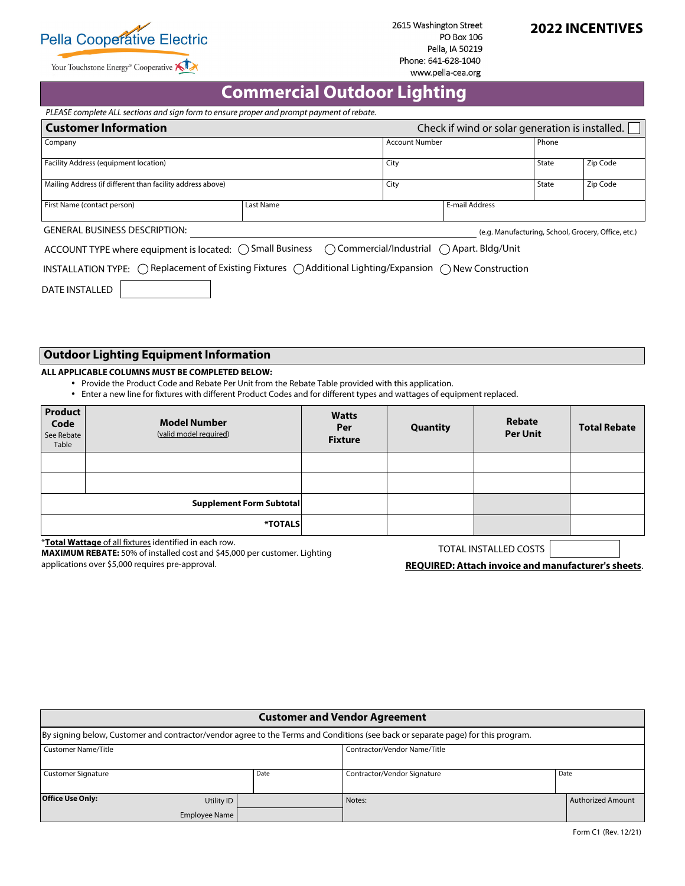Pella Cooperative Electric

Your Touchstone Energy® Cooperative

2615 Washington Street
PO Box 106
Pella, IA 50219
Phone: 641-628-1040
www.pella-cea.org

**2022 INCENTIVES**

# Commercial Outdoor Lighting

*PLEASE complete ALL sections and sign form to ensure proper and prompt payment of rebate.*

## Customer Information

Check if wind or solar generation is installed. ☐

| Company | | Account Number | Phone | |
|---|---|---|---|---|
| Facility Address (equipment location) | | City | State | Zip Code |
| Mailing Address (if different than facility address above) | | City | State | Zip Code |
| First Name (contact person) | Last Name | E-mail Address | | |

GENERAL BUSINESS DESCRIPTION: ______________________ (e.g. Manufacturing, School, Grocery, Office, etc.)

ACCOUNT TYPE where equipment is located: ◯ Small Business ◯ Commercial/Industrial ◯ Apart. Bldg/Unit

INSTALLATION TYPE: ◯ Replacement of Existing Fixtures ◯ Additional Lighting/Expansion ◯ New Construction

DATE INSTALLED ______

## Outdoor Lighting Equipment Information

**ALL APPLICABLE COLUMNS MUST BE COMPLETED BELOW:**

- Provide the Product Code and Rebate Per Unit from the Rebate Table provided with this application.
- Enter a new line for fixtures with different Product Codes and for different types and wattages of equipment replaced.

| **Product Code** See Rebate Table | **Model Number** (valid model required) | **Watts Per Fixture** | **Quantity** | **Rebate Per Unit** | **Total Rebate** |
|---|---|---|---|---|---|
| | | | | | |
| | | | | | |
| | **Supplement Form Subtotal** | | | | |
| | ***TOTALS** | | | | |

*__Total Wattage__ of all fixtures identified in each row.
**MAXIMUM REBATE:** 50% of installed cost and $45,000 per customer. Lighting applications over $5,000 requires pre-approval.

TOTAL INSTALLED COSTS ______

**REQUIRED: Attach invoice and manufacturer's sheets**.

## Customer and Vendor Agreement

By signing below, Customer and contractor/vendor agree to the Terms and Conditions (see back or separate page) for this program.

| Customer Name/Title | | Contractor/Vendor Name/Title | |
|---|---|---|---|
| Customer Signature | Date | Contractor/Vendor Signature | Date |
| **Office Use Only:** Utility ID / Employee Name | | Notes: | Authorized Amount |

Form C1 (Rev. 12/21)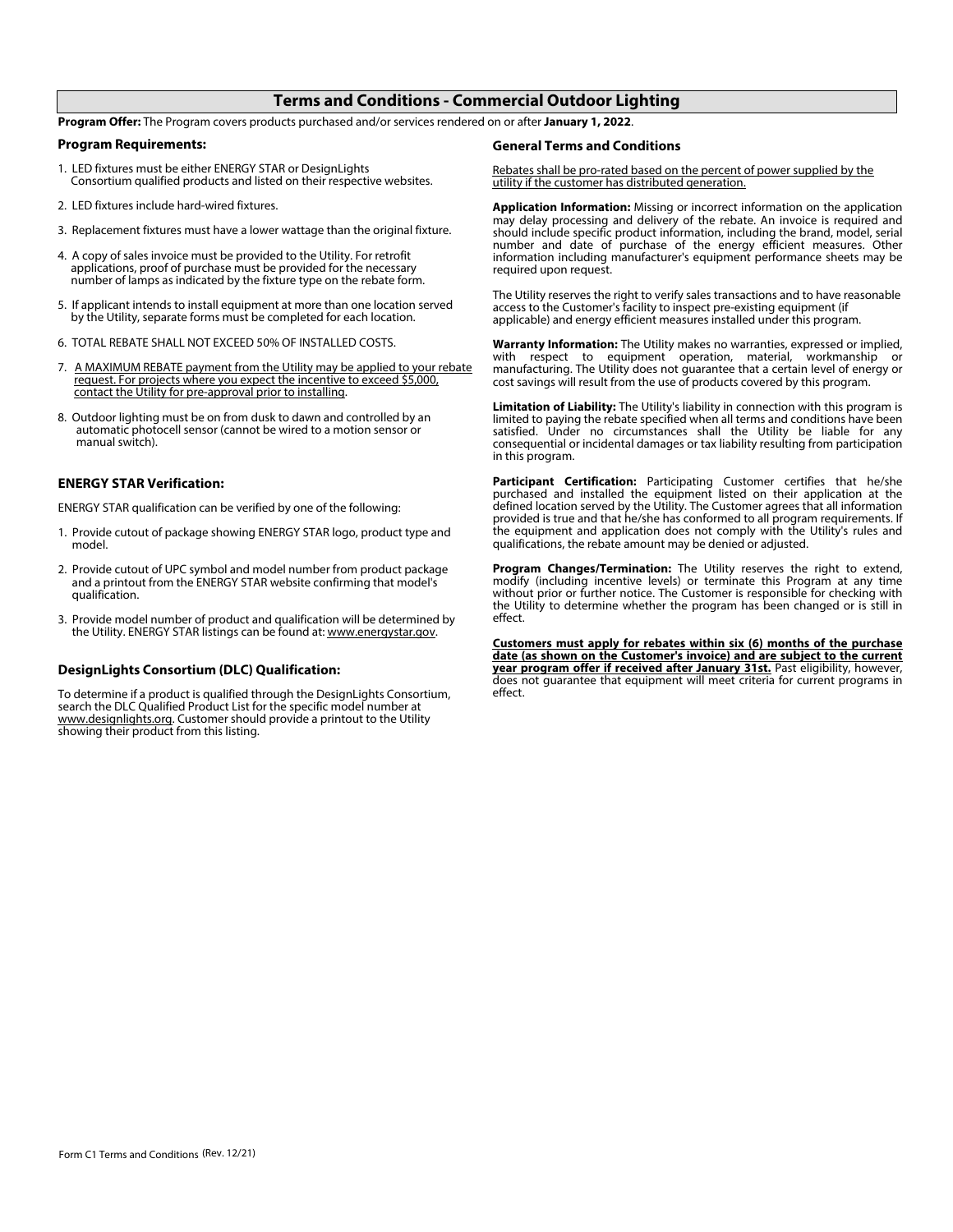# Terms and Conditions - Commercial Outdoor Lighting

**Program Offer:** The Program covers products purchased and/or services rendered on or after **January 1, 2022**.

### Program Requirements:

1. LED fixtures must be either ENERGY STAR or DesignLights Consortium qualified products and listed on their respective websites.
2. LED fixtures include hard-wired fixtures.
3. Replacement fixtures must have a lower wattage than the original fixture.
4. A copy of sales invoice must be provided to the Utility. For retrofit applications, proof of purchase must be provided for the necessary number of lamps as indicated by the fixture type on the rebate form.
5. If applicant intends to install equipment at more than one location served by the Utility, separate forms must be completed for each location.
6. TOTAL REBATE SHALL NOT EXCEED 50% OF INSTALLED COSTS.
7. <u>A MAXIMUM REBATE payment from the Utility may be applied to your rebate request. For projects where you expect the incentive to exceed $5,000, contact the Utility for pre-approval prior to installing</u>.
8. Outdoor lighting must be on from dusk to dawn and controlled by an automatic photocell sensor (cannot be wired to a motion sensor or manual switch).

### ENERGY STAR Verification:

ENERGY STAR qualification can be verified by one of the following:

1. Provide cutout of package showing ENERGY STAR logo, product type and model.
2. Provide cutout of UPC symbol and model number from product package and a printout from the ENERGY STAR website confirming that model's qualification.
3. Provide model number of product and qualification will be determined by the Utility. ENERGY STAR listings can be found at: www.energystar.gov.

### DesignLights Consortium (DLC) Qualification:

To determine if a product is qualified through the DesignLights Consortium, search the DLC Qualified Product List for the specific model number at www.designlights.org. Customer should provide a printout to the Utility showing their product from this listing.

### General Terms and Conditions

<u>Rebates shall be pro-rated based on the percent of power supplied by the utility if the customer has distributed generation.</u>

**Application Information:** Missing or incorrect information on the application may delay processing and delivery of the rebate. An invoice is required and should include specific product information, including the brand, model, serial number and date of purchase of the energy efficient measures. Other information including manufacturer's equipment performance sheets may be required upon request.

The Utility reserves the right to verify sales transactions and to have reasonable access to the Customer's facility to inspect pre-existing equipment (if applicable) and energy efficient measures installed under this program.

**Warranty Information:** The Utility makes no warranties, expressed or implied, with respect to equipment operation, material, workmanship or manufacturing. The Utility does not guarantee that a certain level of energy or cost savings will result from the use of products covered by this program.

**Limitation of Liability:** The Utility's liability in connection with this program is limited to paying the rebate specified when all terms and conditions have been satisfied. Under no circumstances shall the Utility be liable for any consequential or incidental damages or tax liability resulting from participation in this program.

**Participant Certification:** Participating Customer certifies that he/she purchased and installed the equipment listed on their application at the defined location served by the Utility. The Customer agrees that all information provided is true and that he/she has conformed to all program requirements. If the equipment and application does not comply with the Utility's rules and qualifications, the rebate amount may be denied or adjusted.

**Program Changes/Termination:** The Utility reserves the right to extend, modify (including incentive levels) or terminate this Program at any time without prior or further notice. The Customer is responsible for checking with the Utility to determine whether the program has been changed or is still in effect.

**<u>Customers must apply for rebates within six (6) months of the purchase date (as shown on the Customer's invoice) and are subject to the current year program offer if received after January 31st.</u>** Past eligibility, however, does not guarantee that equipment will meet criteria for current programs in effect.

Form C1 Terms and Conditions (Rev. 12/21)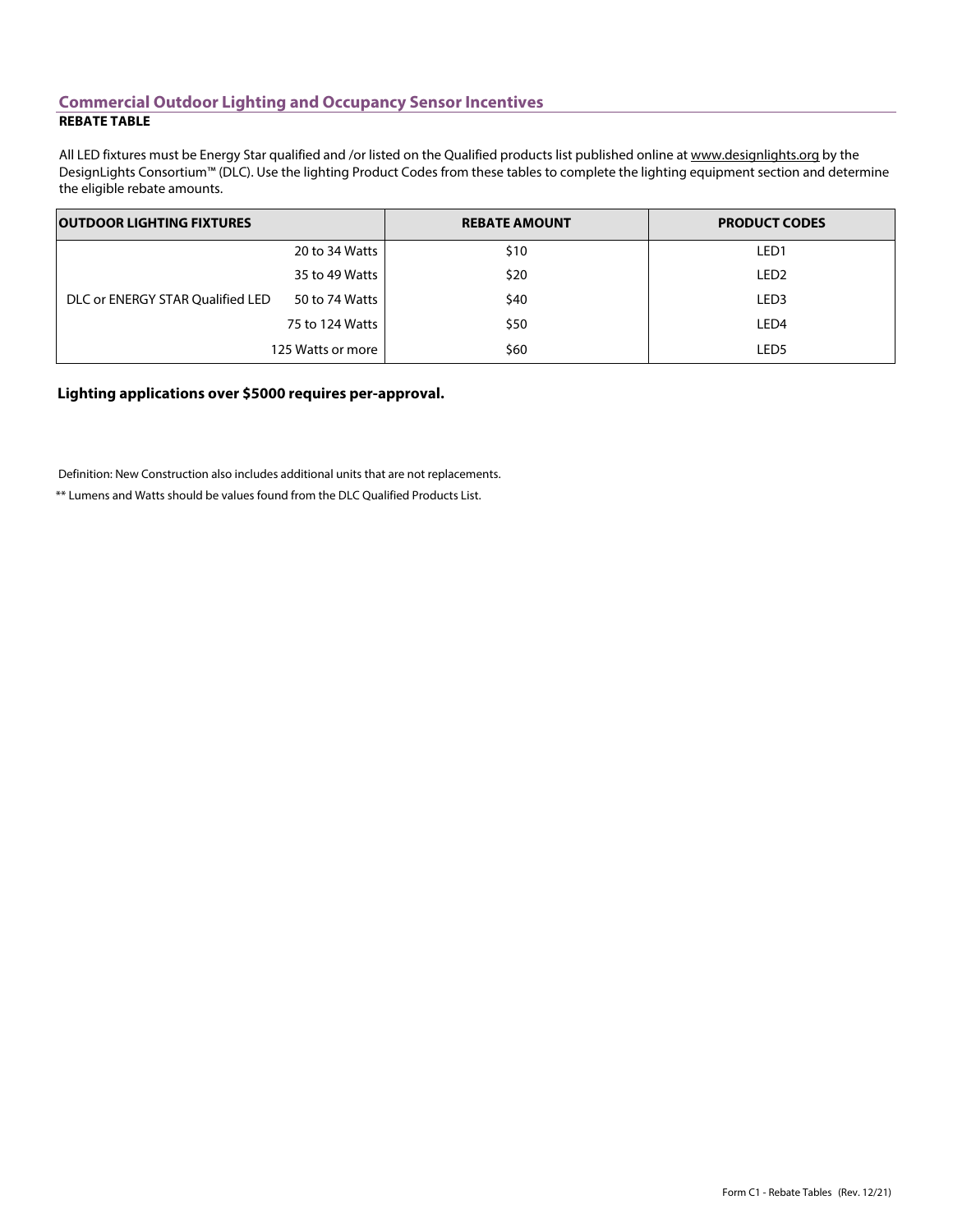## Commercial Outdoor Lighting and Occupancy Sensor Incentives

**REBATE TABLE**

All LED fixtures must be Energy Star qualified and /or listed on the Qualified products list published online at www.designlights.org by the DesignLights Consortium™ (DLC). Use the lighting Product Codes from these tables to complete the lighting equipment section and determine the eligible rebate amounts.

| OUTDOOR LIGHTING FIXTURES | | REBATE AMOUNT | PRODUCT CODES |
|---|---|---|---|
| DLC or ENERGY STAR Qualified LED | 20 to 34 Watts | $10 | LED1 |
| | 35 to 49 Watts | $20 | LED2 |
| | 50 to 74 Watts | $40 | LED3 |
| | 75 to 124 Watts | $50 | LED4 |
| | 125 Watts or more | $60 | LED5 |

**Lighting applications over $5000 requires per-approval.**

Definition: New Construction also includes additional units that are not replacements.

** Lumens and Watts should be values found from the DLC Qualified Products List.

Form C1 - Rebate Tables (Rev. 12/21)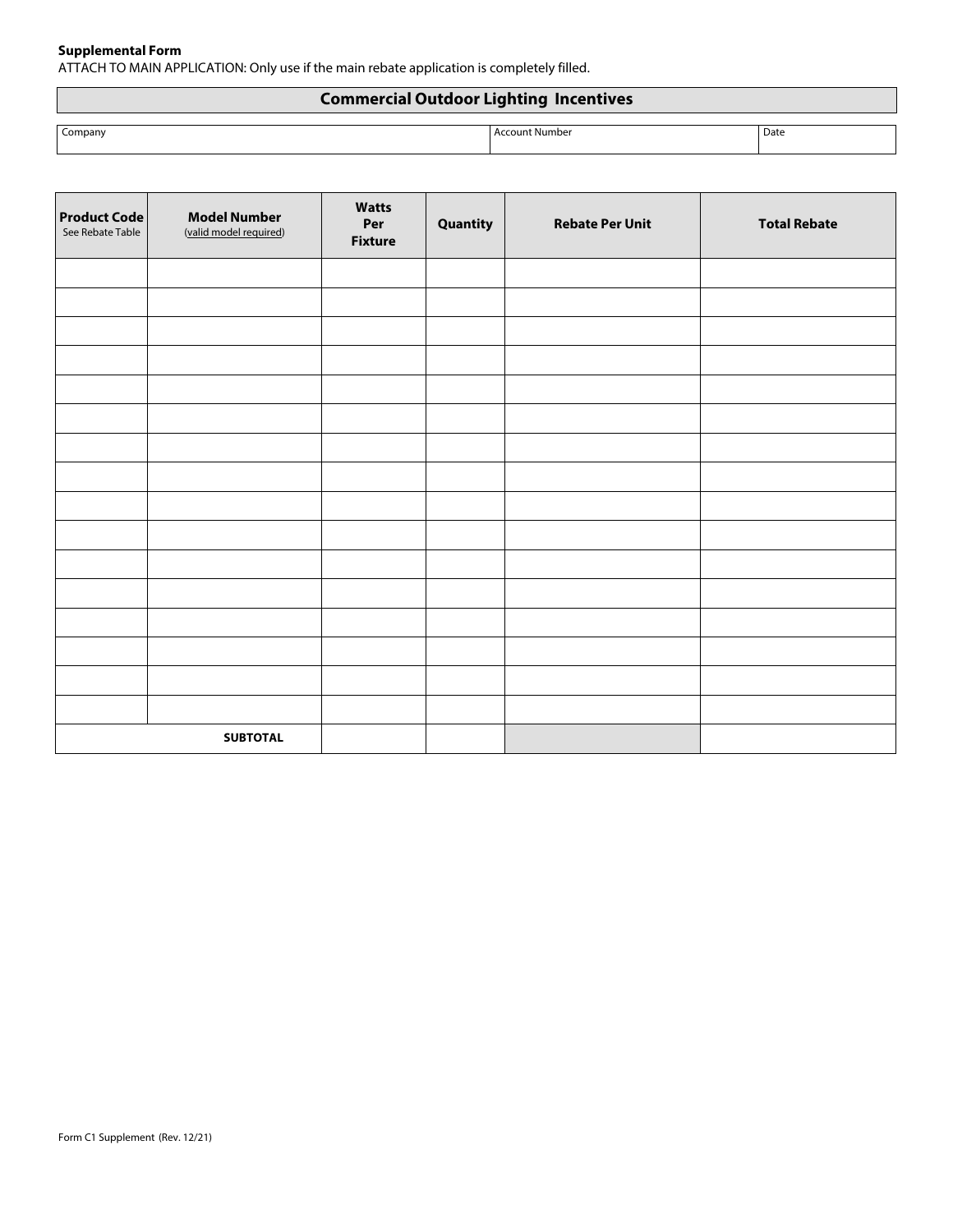**Supplemental Form**

ATTACH TO MAIN APPLICATION: Only use if the main rebate application is completely filled.

## Commercial Outdoor Lighting Incentives

| Company | Account Number | Date |
|---|---|---|
| | | |

| Product Code<br>See Rebate Table | Model Number<br>(valid model required) | Watts Per Fixture | Quantity | Rebate Per Unit | Total Rebate |
|---|---|---|---|---|---|
| | | | | | |
| | | | | | |
| | | | | | |
| | | | | | |
| | | | | | |
| | | | | | |
| | | | | | |
| | | | | | |
| | | | | | |
| | | | | | |
| | | | | | |
| | | | | | |
| | | | | | |
| | | | | | |
| | | | | | |
| | | | | | |
| | **SUBTOTAL** | | | | |

Form C1 Supplement (Rev. 12/21)